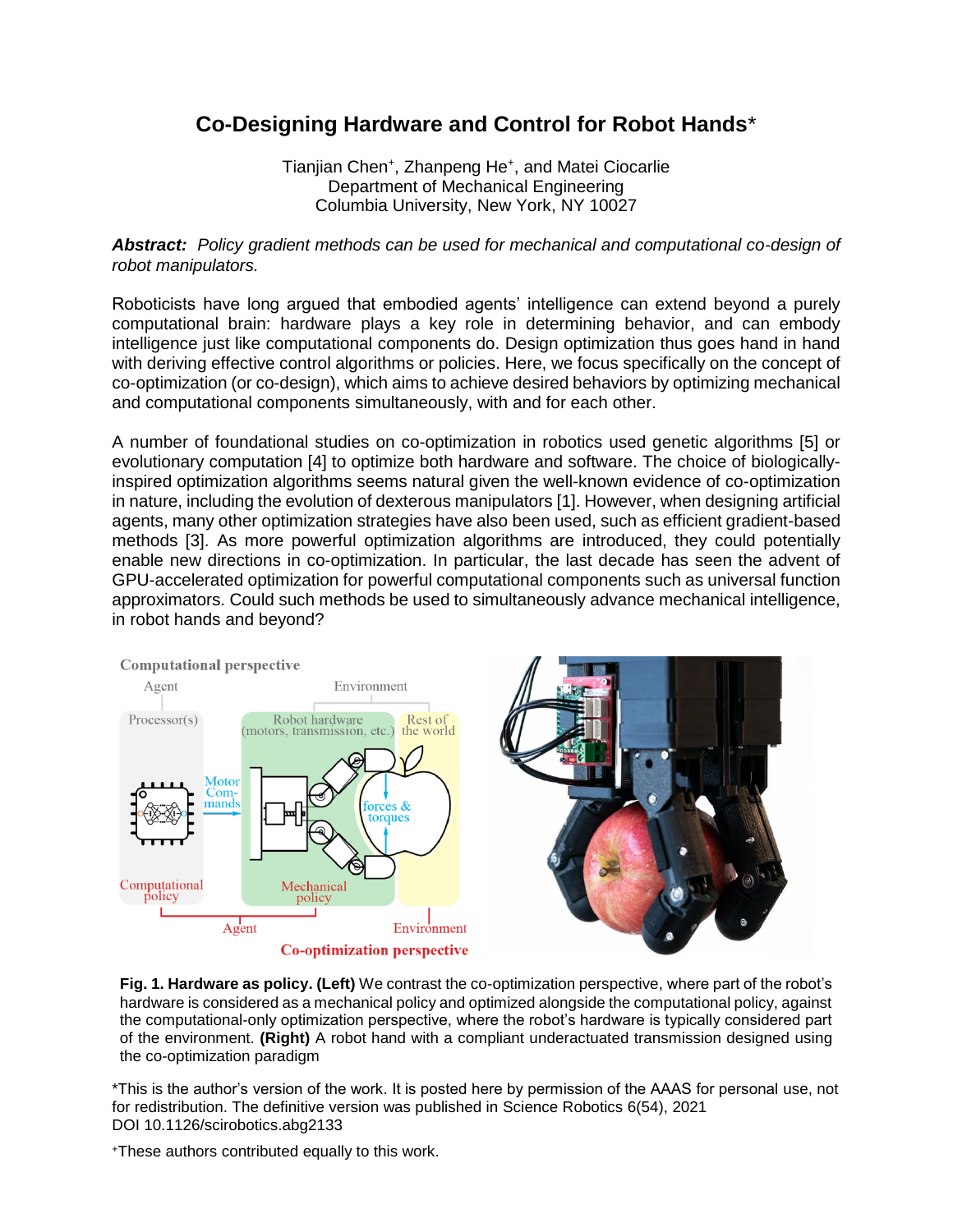# Co-Designing Hardware and Control for Robot Hands*

Tianjian Chen+, Zhanpeng He+, and Matei Ciocarlie
Department of Mechanical Engineering
Columbia University, New York, NY 10027

***Abstract:*** *Policy gradient methods can be used for mechanical and computational co-design of robot manipulators.*

Roboticists have long argued that embodied agents' intelligence can extend beyond a purely computational brain: hardware plays a key role in determining behavior, and can embody intelligence just like computational components do. Design optimization thus goes hand in hand with deriving effective control algorithms or policies. Here, we focus specifically on the concept of co-optimization (or co-design), which aims to achieve desired behaviors by optimizing mechanical and computational components simultaneously, with and for each other.

A number of foundational studies on co-optimization in robotics used genetic algorithms [5] or evolutionary computation [4] to optimize both hardware and software. The choice of biologically-inspired optimization algorithms seems natural given the well-known evidence of co-optimization in nature, including the evolution of dexterous manipulators [1]. However, when designing artificial agents, many other optimization strategies have also been used, such as efficient gradient-based methods [3]. As more powerful optimization algorithms are introduced, they could potentially enable new directions in co-optimization. In particular, the last decade has seen the advent of GPU-accelerated optimization for powerful computational components such as universal function approximators. Could such methods be used to simultaneously advance mechanical intelligence, in robot hands and beyond?

**Fig. 1. Hardware as policy. (Left)** We contrast the co-optimization perspective, where part of the robot's hardware is considered as a mechanical policy and optimized alongside the computational policy, against the computational-only optimization perspective, where the robot's hardware is typically considered part of the environment. **(Right)** A robot hand with a compliant underactuated transmission designed using the co-optimization paradigm

*This is the author's version of the work. It is posted here by permission of the AAAS for personal use, not for redistribution. The definitive version was published in Science Robotics 6(54), 2021 DOI 10.1126/scirobotics.abg2133

+These authors contributed equally to this work.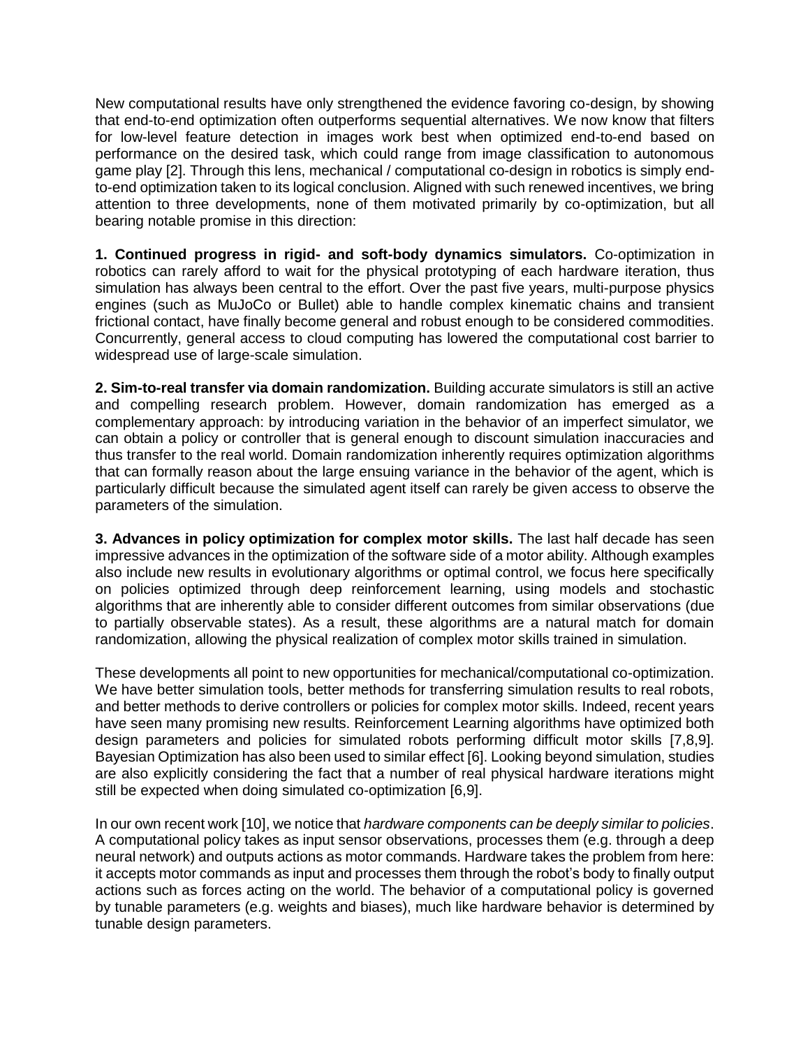New computational results have only strengthened the evidence favoring co-design, by showing that end-to-end optimization often outperforms sequential alternatives. We now know that filters for low-level feature detection in images work best when optimized end-to-end based on performance on the desired task, which could range from image classification to autonomous game play [2]. Through this lens, mechanical / computational co-design in robotics is simply end-to-end optimization taken to its logical conclusion. Aligned with such renewed incentives, we bring attention to three developments, none of them motivated primarily by co-optimization, but all bearing notable promise in this direction:

**1. Continued progress in rigid- and soft-body dynamics simulators.** Co-optimization in robotics can rarely afford to wait for the physical prototyping of each hardware iteration, thus simulation has always been central to the effort. Over the past five years, multi-purpose physics engines (such as MuJoCo or Bullet) able to handle complex kinematic chains and transient frictional contact, have finally become general and robust enough to be considered commodities. Concurrently, general access to cloud computing has lowered the computational cost barrier to widespread use of large-scale simulation.

**2. Sim-to-real transfer via domain randomization.** Building accurate simulators is still an active and compelling research problem. However, domain randomization has emerged as a complementary approach: by introducing variation in the behavior of an imperfect simulator, we can obtain a policy or controller that is general enough to discount simulation inaccuracies and thus transfer to the real world. Domain randomization inherently requires optimization algorithms that can formally reason about the large ensuing variance in the behavior of the agent, which is particularly difficult because the simulated agent itself can rarely be given access to observe the parameters of the simulation.

**3. Advances in policy optimization for complex motor skills.** The last half decade has seen impressive advances in the optimization of the software side of a motor ability. Although examples also include new results in evolutionary algorithms or optimal control, we focus here specifically on policies optimized through deep reinforcement learning, using models and stochastic algorithms that are inherently able to consider different outcomes from similar observations (due to partially observable states). As a result, these algorithms are a natural match for domain randomization, allowing the physical realization of complex motor skills trained in simulation.

These developments all point to new opportunities for mechanical/computational co-optimization. We have better simulation tools, better methods for transferring simulation results to real robots, and better methods to derive controllers or policies for complex motor skills. Indeed, recent years have seen many promising new results. Reinforcement Learning algorithms have optimized both design parameters and policies for simulated robots performing difficult motor skills [7,8,9]. Bayesian Optimization has also been used to similar effect [6]. Looking beyond simulation, studies are also explicitly considering the fact that a number of real physical hardware iterations might still be expected when doing simulated co-optimization [6,9].

In our own recent work [10], we notice that *hardware components can be deeply similar to policies*. A computational policy takes as input sensor observations, processes them (e.g. through a deep neural network) and outputs actions as motor commands. Hardware takes the problem from here: it accepts motor commands as input and processes them through the robot's body to finally output actions such as forces acting on the world. The behavior of a computational policy is governed by tunable parameters (e.g. weights and biases), much like hardware behavior is determined by tunable design parameters.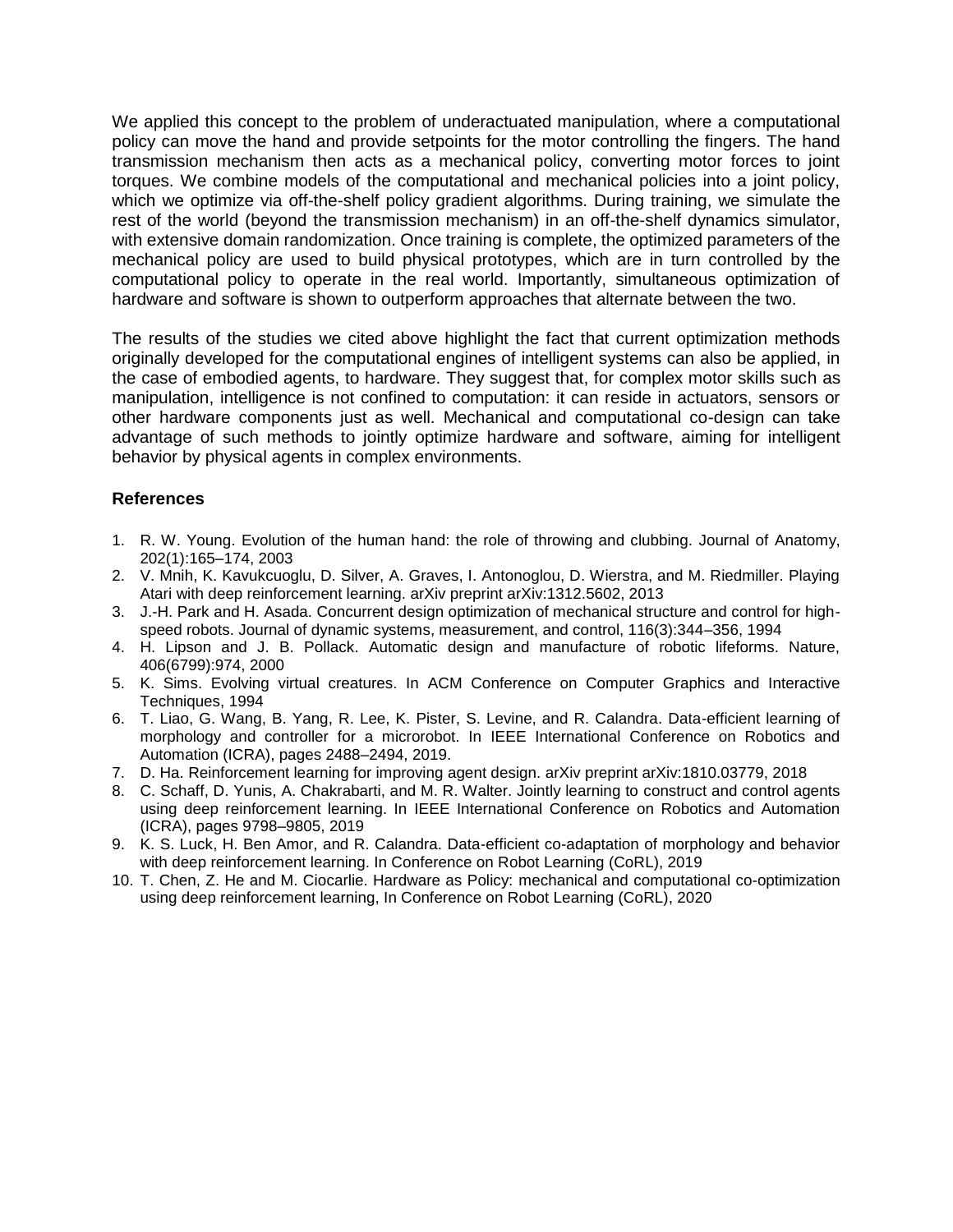We applied this concept to the problem of underactuated manipulation, where a computational policy can move the hand and provide setpoints for the motor controlling the fingers. The hand transmission mechanism then acts as a mechanical policy, converting motor forces to joint torques. We combine models of the computational and mechanical policies into a joint policy, which we optimize via off-the-shelf policy gradient algorithms. During training, we simulate the rest of the world (beyond the transmission mechanism) in an off-the-shelf dynamics simulator, with extensive domain randomization. Once training is complete, the optimized parameters of the mechanical policy are used to build physical prototypes, which are in turn controlled by the computational policy to operate in the real world. Importantly, simultaneous optimization of hardware and software is shown to outperform approaches that alternate between the two.

The results of the studies we cited above highlight the fact that current optimization methods originally developed for the computational engines of intelligent systems can also be applied, in the case of embodied agents, to hardware. They suggest that, for complex motor skills such as manipulation, intelligence is not confined to computation: it can reside in actuators, sensors or other hardware components just as well. Mechanical and computational co-design can take advantage of such methods to jointly optimize hardware and software, aiming for intelligent behavior by physical agents in complex environments.

### References

1. R. W. Young. Evolution of the human hand: the role of throwing and clubbing. Journal of Anatomy, 202(1):165–174, 2003
2. V. Mnih, K. Kavukcuoglu, D. Silver, A. Graves, I. Antonoglou, D. Wierstra, and M. Riedmiller. Playing Atari with deep reinforcement learning. arXiv preprint arXiv:1312.5602, 2013
3. J.-H. Park and H. Asada. Concurrent design optimization of mechanical structure and control for high-speed robots. Journal of dynamic systems, measurement, and control, 116(3):344–356, 1994
4. H. Lipson and J. B. Pollack. Automatic design and manufacture of robotic lifeforms. Nature, 406(6799):974, 2000
5. K. Sims. Evolving virtual creatures. In ACM Conference on Computer Graphics and Interactive Techniques, 1994
6. T. Liao, G. Wang, B. Yang, R. Lee, K. Pister, S. Levine, and R. Calandra. Data-efficient learning of morphology and controller for a microrobot. In IEEE International Conference on Robotics and Automation (ICRA), pages 2488–2494, 2019.
7. D. Ha. Reinforcement learning for improving agent design. arXiv preprint arXiv:1810.03779, 2018
8. C. Schaff, D. Yunis, A. Chakrabarti, and M. R. Walter. Jointly learning to construct and control agents using deep reinforcement learning. In IEEE International Conference on Robotics and Automation (ICRA), pages 9798–9805, 2019
9. K. S. Luck, H. Ben Amor, and R. Calandra. Data-efficient co-adaptation of morphology and behavior with deep reinforcement learning. In Conference on Robot Learning (CoRL), 2019
10. T. Chen, Z. He and M. Ciocarlie. Hardware as Policy: mechanical and computational co-optimization using deep reinforcement learning, In Conference on Robot Learning (CoRL), 2020